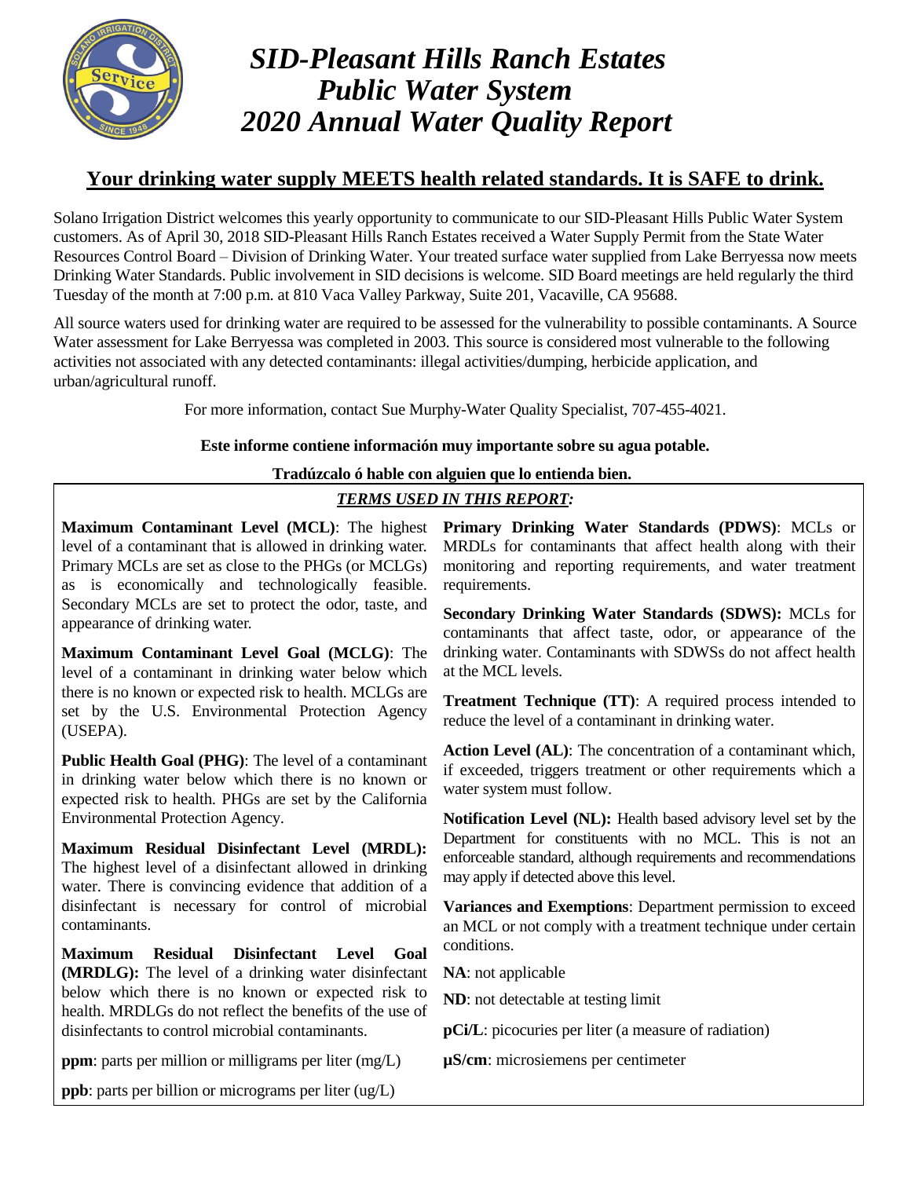# SID-Pleasant Hills Ranch Estates Public Water System 2020 Annual Water Quality Report

## Your drinking water supply MEETS health related standards. It is SAFE to drink.

Solano Irrigation District welcomes this yearly opportunity to communicate to our SID-Pleasant Hills Public Water System customers. As of April 30, 2018 SID-Pleasant Hills Ranch Estates received a Water Supply Permit from the State Water Resources Control Board – Division of Drinking Water. Your treated surface water supplied from Lake Berryessa now meets Drinking Water Standards. Public involvement in SID decisions is welcome. SID Board meetings are held regularly the third Tuesday of the month at 7:00 p.m. at 810 Vaca Valley Parkway, Suite 201, Vacaville, CA 95688.

All source waters used for drinking water are required to be assessed for the vulnerability to possible contaminants. A Source Water assessment for Lake Berryessa was completed in 2003. This source is considered most vulnerable to the following activities not associated with any detected contaminants: illegal activities/dumping, herbicide application, and urban/agricultural runoff.

For more information, contact Sue Murphy-Water Quality Specialist, 707-455-4021.

**Este informe contiene información muy importante sobre su agua potable.**

**Tradúzcalo ó hable con alguien que lo entienda bien.**

### *TERMS USED IN THIS REPORT:*

**Maximum Contaminant Level (MCL)**: The highest level of a contaminant that is allowed in drinking water. Primary MCLs are set as close to the PHGs (or MCLGs) as is economically and technologically feasible. Secondary MCLs are set to protect the odor, taste, and appearance of drinking water.

**Maximum Contaminant Level Goal (MCLG)**: The level of a contaminant in drinking water below which there is no known or expected risk to health. MCLGs are set by the U.S. Environmental Protection Agency (USEPA).

**Public Health Goal (PHG)**: The level of a contaminant in drinking water below which there is no known or expected risk to health. PHGs are set by the California Environmental Protection Agency.

**Maximum Residual Disinfectant Level (MRDL):** The highest level of a disinfectant allowed in drinking water. There is convincing evidence that addition of a disinfectant is necessary for control of microbial contaminants.

**Maximum Residual Disinfectant Level Goal (MRDLG):** The level of a drinking water disinfectant below which there is no known or expected risk to health. MRDLGs do not reflect the benefits of the use of disinfectants to control microbial contaminants.

**ppm**: parts per million or milligrams per liter (mg/L)

**ppb**: parts per billion or micrograms per liter (ug/L)

**Primary Drinking Water Standards (PDWS)**: MCLs or MRDLs for contaminants that affect health along with their monitoring and reporting requirements, and water treatment requirements.

**Secondary Drinking Water Standards (SDWS):** MCLs for contaminants that affect taste, odor, or appearance of the drinking water. Contaminants with SDWSs do not affect health at the MCL levels.

**Treatment Technique (TT)**: A required process intended to reduce the level of a contaminant in drinking water.

**Action Level (AL)**: The concentration of a contaminant which, if exceeded, triggers treatment or other requirements which a water system must follow.

**Notification Level (NL):** Health based advisory level set by the Department for constituents with no MCL. This is not an enforceable standard, although requirements and recommendations may apply if detected above this level.

**Variances and Exemptions**: Department permission to exceed an MCL or not comply with a treatment technique under certain conditions.

**NA**: not applicable

**ND**: not detectable at testing limit

**pCi/L**: picocuries per liter (a measure of radiation)

**µS/cm**: microsiemens per centimeter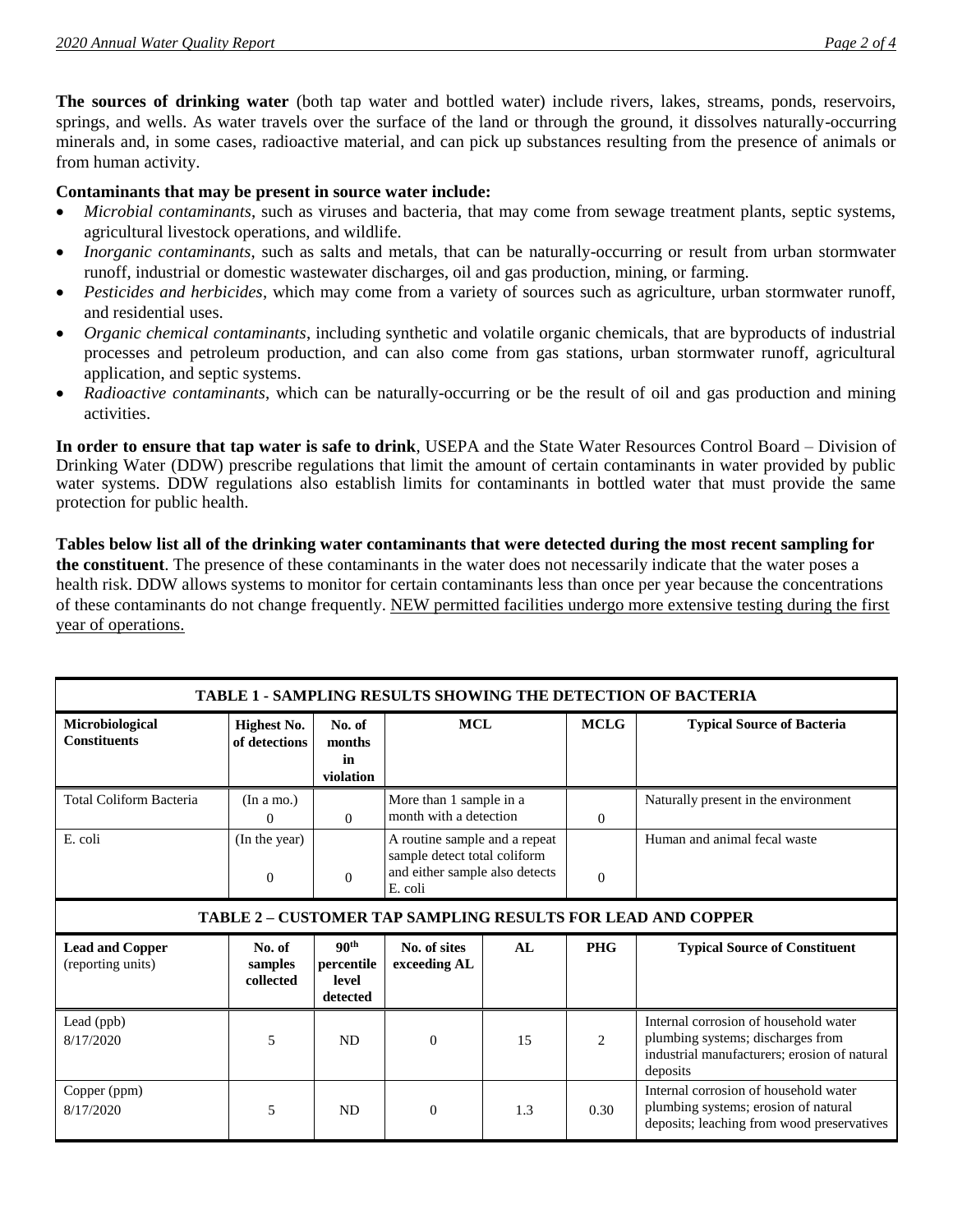**The sources of drinking water** (both tap water and bottled water) include rivers, lakes, streams, ponds, reservoirs, springs, and wells. As water travels over the surface of the land or through the ground, it dissolves naturally-occurring minerals and, in some cases, radioactive material, and can pick up substances resulting from the presence of animals or from human activity.

**Contaminants that may be present in source water include:**

- *Microbial contaminants*, such as viruses and bacteria, that may come from sewage treatment plants, septic systems, agricultural livestock operations, and wildlife.
- *Inorganic contaminants*, such as salts and metals, that can be naturally-occurring or result from urban stormwater runoff, industrial or domestic wastewater discharges, oil and gas production, mining, or farming.
- *Pesticides and herbicides*, which may come from a variety of sources such as agriculture, urban stormwater runoff, and residential uses.
- *Organic chemical contaminants*, including synthetic and volatile organic chemicals, that are byproducts of industrial processes and petroleum production, and can also come from gas stations, urban stormwater runoff, agricultural application, and septic systems.
- *Radioactive contaminants*, which can be naturally-occurring or be the result of oil and gas production and mining activities.

**In order to ensure that tap water is safe to drink**, USEPA and the State Water Resources Control Board – Division of Drinking Water (DDW) prescribe regulations that limit the amount of certain contaminants in water provided by public water systems. DDW regulations also establish limits for contaminants in bottled water that must provide the same protection for public health.

**Tables below list all of the drinking water contaminants that were detected during the most recent sampling for the constituent**. The presence of these contaminants in the water does not necessarily indicate that the water poses a health risk. DDW allows systems to monitor for certain contaminants less than once per year because the concentrations of these contaminants do not change frequently. <u>NEW permitted facilities undergo more extensive testing during the first year of operations.</u>

**TABLE 1 - SAMPLING RESULTS SHOWING THE DETECTION OF BACTERIA**

| Microbiological Constituents | Highest No. of detections | No. of months in violation | MCL | MCLG | Typical Source of Bacteria |
|---|---|---|---|---|---|
| Total Coliform Bacteria | (In a mo.) 0 | 0 | More than 1 sample in a month with a detection | 0 | Naturally present in the environment |
| E. coli | (In the year) 0 | 0 | A routine sample and a repeat sample detect total coliform and either sample also detects E. coli | 0 | Human and animal fecal waste |

**TABLE 2 – CUSTOMER TAP SAMPLING RESULTS FOR LEAD AND COPPER**

| Lead and Copper (reporting units) | No. of samples collected | 90th percentile level detected | No. of sites exceeding AL | AL | PHG | Typical Source of Constituent |
|---|---|---|---|---|---|---|
| Lead (ppb) 8/17/2020 | 5 | ND | 0 | 15 | 2 | Internal corrosion of household water plumbing systems; discharges from industrial manufacturers; erosion of natural deposits |
| Copper (ppm) 8/17/2020 | 5 | ND | 0 | 1.3 | 0.30 | Internal corrosion of household water plumbing systems; erosion of natural deposits; leaching from wood preservatives |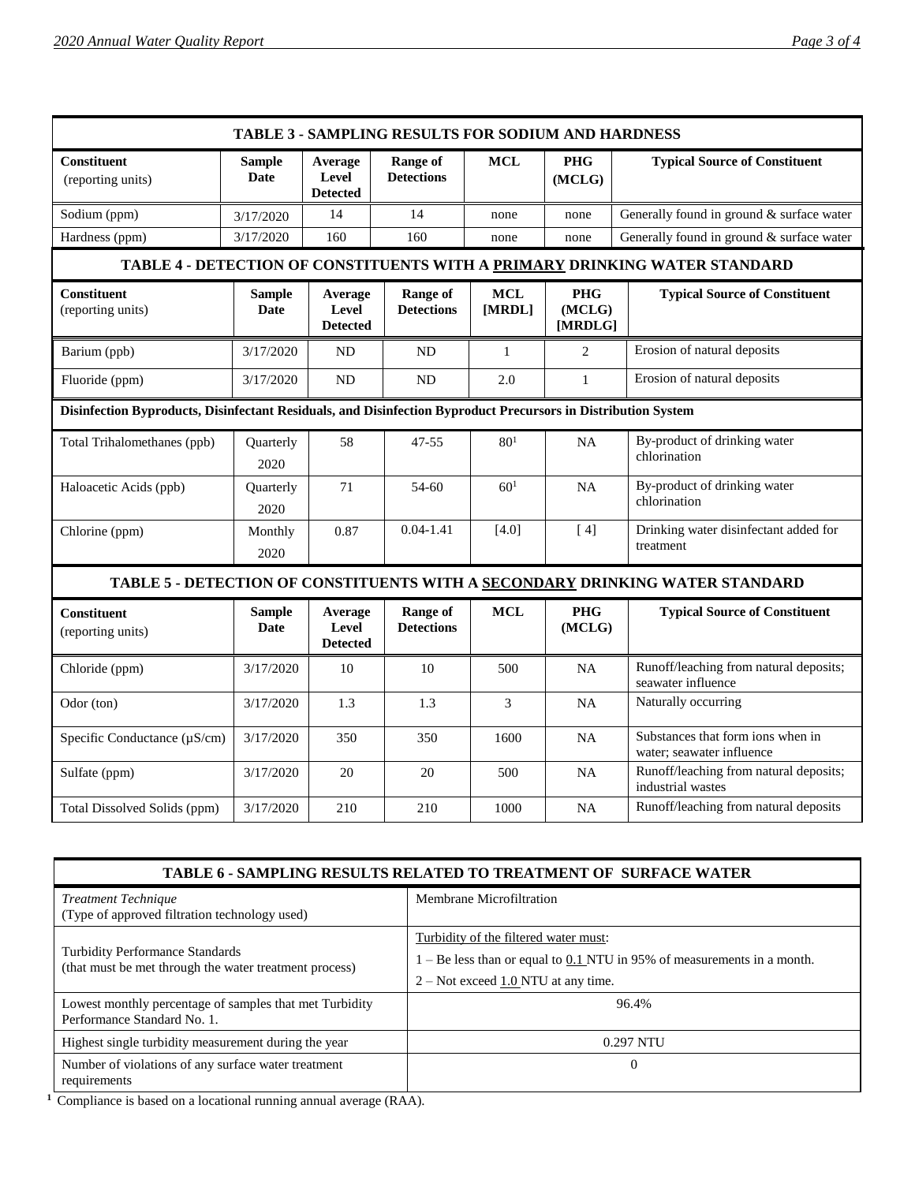### TABLE 3 - SAMPLING RESULTS FOR SODIUM AND HARDNESS

| Constituent (reporting units) | Sample Date | Average Level Detected | Range of Detections | MCL | PHG (MCLG) | Typical Source of Constituent |
|---|---|---|---|---|---|---|
| Sodium (ppm) | 3/17/2020 | 14 | 14 | none | none | Generally found in ground & surface water |
| Hardness (ppm) | 3/17/2020 | 160 | 160 | none | none | Generally found in ground & surface water |

### TABLE 4 - DETECTION OF CONSTITUENTS WITH A PRIMARY DRINKING WATER STANDARD

| Constituent (reporting units) | Sample Date | Average Level Detected | Range of Detections | MCL [MRDL] | PHG (MCLG) [MRDLG] | Typical Source of Constituent |
|---|---|---|---|---|---|---|
| Barium (ppb) | 3/17/2020 | ND | ND | 1 | 2 | Erosion of natural deposits |
| Fluoride (ppm) | 3/17/2020 | ND | ND | 2.0 | 1 | Erosion of natural deposits |
| **Disinfection Byproducts, Disinfectant Residuals, and Disinfection Byproduct Precursors in Distribution System** | | | | | | |
| Total Trihalomethanes (ppb) | Quarterly 2020 | 58 | 47-55 | 80[1] | NA | By-product of drinking water chlorination |
| Haloacetic Acids (ppb) | Quarterly 2020 | 71 | 54-60 | 60[1] | NA | By-product of drinking water chlorination |
| Chlorine (ppm) | Monthly 2020 | 0.87 | 0.04-1.41 | [4.0] | [ 4] | Drinking water disinfectant added for treatment |

### TABLE 5 - DETECTION OF CONSTITUENTS WITH A SECONDARY DRINKING WATER STANDARD

| Constituent (reporting units) | Sample Date | Average Level Detected | Range of Detections | MCL | PHG (MCLG) | Typical Source of Constituent |
|---|---|---|---|---|---|---|
| Chloride (ppm) | 3/17/2020 | 10 | 10 | 500 | NA | Runoff/leaching from natural deposits; seawater influence |
| Odor (ton) | 3/17/2020 | 1.3 | 1.3 | 3 | NA | Naturally occurring |
| Specific Conductance (µS/cm) | 3/17/2020 | 350 | 350 | 1600 | NA | Substances that form ions when in water; seawater influence |
| Sulfate (ppm) | 3/17/2020 | 20 | 20 | 500 | NA | Runoff/leaching from natural deposits; industrial wastes |
| Total Dissolved Solids (ppm) | 3/17/2020 | 210 | 210 | 1000 | NA | Runoff/leaching from natural deposits |

### TABLE 6 - SAMPLING RESULTS RELATED TO TREATMENT OF SURFACE WATER

| | |
|---|---|
| *Treatment Technique* (Type of approved filtration technology used) | Membrane Microfiltration |
| Turbidity Performance Standards (that must be met through the water treatment process) | Turbidity of the filtered water must: 1 – Be less than or equal to 0.1 NTU in 95% of measurements in a month. 2 – Not exceed 1.0 NTU at any time. |
| Lowest monthly percentage of samples that met Turbidity Performance Standard No. 1. | 96.4% |
| Highest single turbidity measurement during the year | 0.297 NTU |
| Number of violations of any surface water treatment requirements | 0 |

[1] Compliance is based on a locational running annual average (RAA).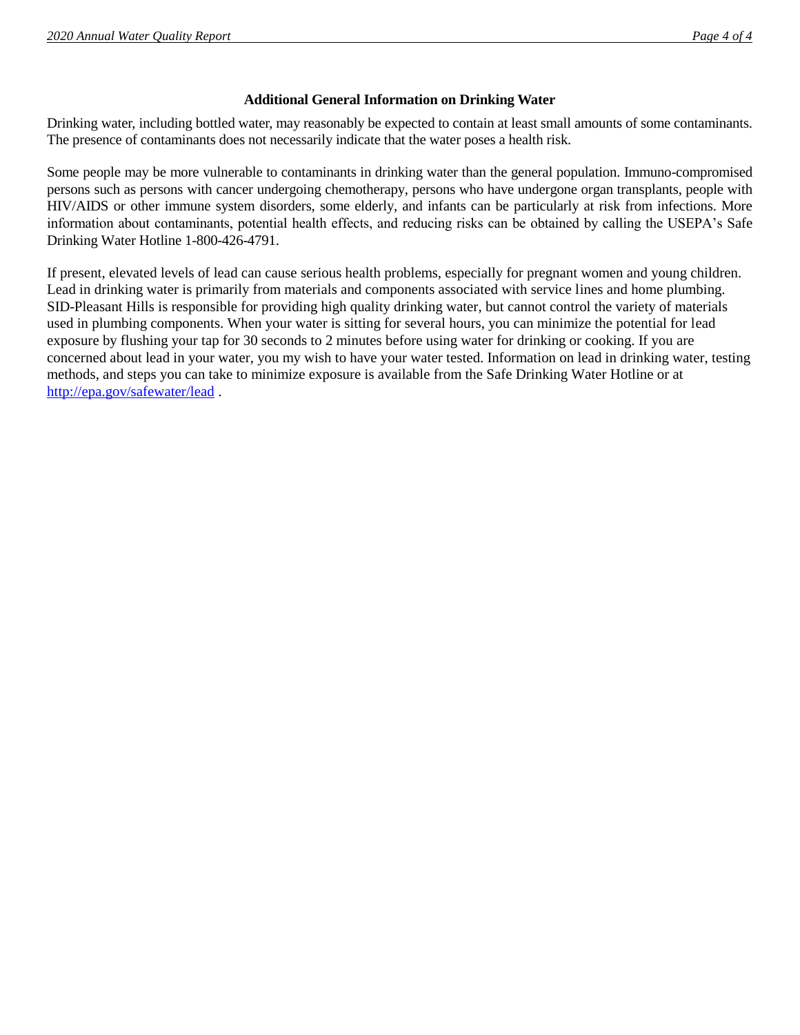## Additional General Information on Drinking Water

Drinking water, including bottled water, may reasonably be expected to contain at least small amounts of some contaminants. The presence of contaminants does not necessarily indicate that the water poses a health risk.

Some people may be more vulnerable to contaminants in drinking water than the general population. Immuno-compromised persons such as persons with cancer undergoing chemotherapy, persons who have undergone organ transplants, people with HIV/AIDS or other immune system disorders, some elderly, and infants can be particularly at risk from infections. More information about contaminants, potential health effects, and reducing risks can be obtained by calling the USEPA's Safe Drinking Water Hotline 1-800-426-4791.

If present, elevated levels of lead can cause serious health problems, especially for pregnant women and young children. Lead in drinking water is primarily from materials and components associated with service lines and home plumbing. SID-Pleasant Hills is responsible for providing high quality drinking water, but cannot control the variety of materials used in plumbing components. When your water is sitting for several hours, you can minimize the potential for lead exposure by flushing your tap for 30 seconds to 2 minutes before using water for drinking or cooking. If you are concerned about lead in your water, you my wish to have your water tested. Information on lead in drinking water, testing methods, and steps you can take to minimize exposure is available from the Safe Drinking Water Hotline or at [http://epa.gov/safewater/lead](http://epa.gov/safewater/lead) .